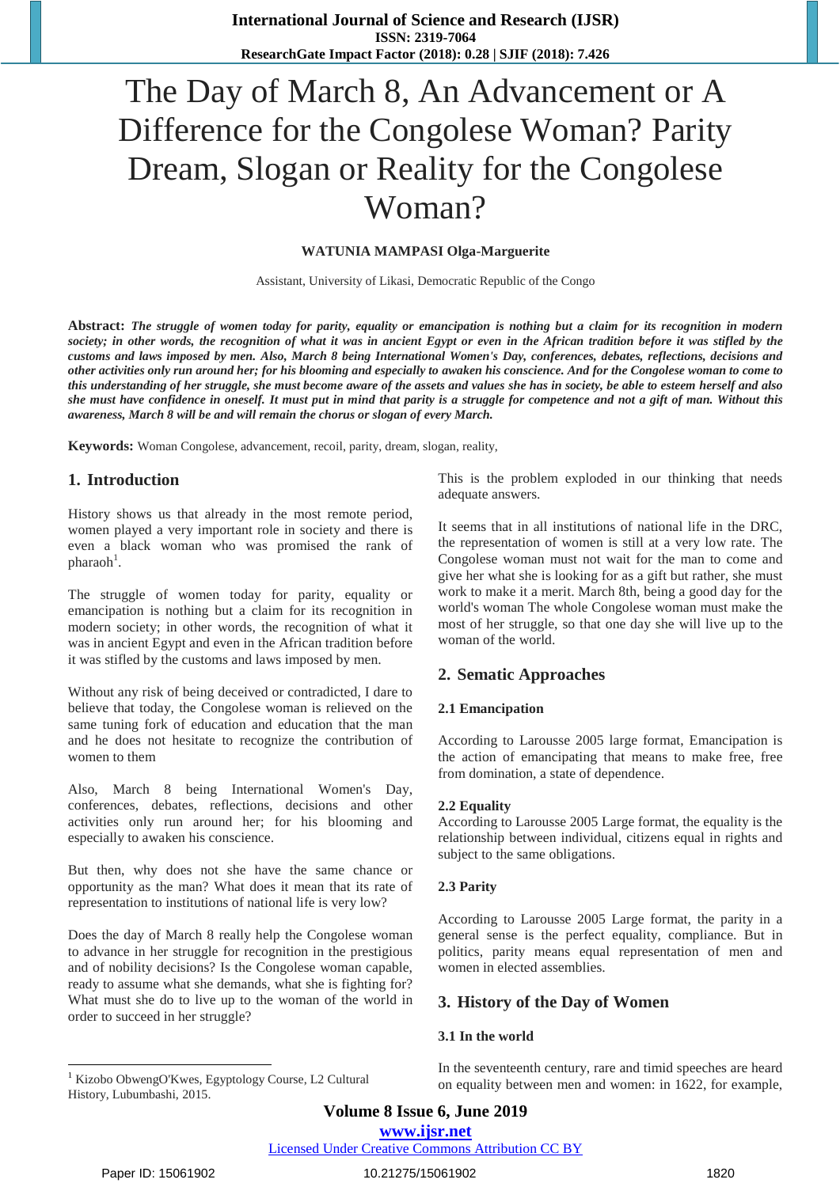# The Day of March 8, An Advancement or A Difference for the Congolese Woman? Parity Dream, Slogan or Reality for the Congolese Woman?

**WATUNIA MAMPASI Olga-Marguerite**

Assistant, University of Likasi, Democratic Republic of the Congo

**Abstract:** ***The struggle of women today for parity, equality or emancipation is nothing but a claim for its recognition in modern society; in other words, the recognition of what it was in ancient Egypt or even in the African tradition before it was stifled by the customs and laws imposed by men. Also, March 8 being International Women's Day, conferences, debates, reflections, decisions and other activities only run around her; for his blooming and especially to awaken his conscience. And for the Congolese woman to come to this understanding of her struggle, she must become aware of the assets and values she has in society, be able to esteem herself and also she must have confidence in oneself. It must put in mind that parity is a struggle for competence and not a gift of man. Without this awareness, March 8 will be and will remain the chorus or slogan of every March.***

**Keywords:** Woman Congolese, advancement, recoil, parity, dream, slogan, reality,

## 1. Introduction

History shows us that already in the most remote period, women played a very important role in society and there is even a black woman who was promised the rank of pharaoh[1].

The struggle of women today for parity, equality or emancipation is nothing but a claim for its recognition in modern society; in other words, the recognition of what it was in ancient Egypt and even in the African tradition before it was stifled by the customs and laws imposed by men.

Without any risk of being deceived or contradicted, I dare to believe that today, the Congolese woman is relieved on the same tuning fork of education and education that the man and he does not hesitate to recognize the contribution of women to them

Also, March 8 being International Women's Day, conferences, debates, reflections, decisions and other activities only run around her; for his blooming and especially to awaken his conscience.

But then, why does not she have the same chance or opportunity as the man? What does it mean that its rate of representation to institutions of national life is very low?

Does the day of March 8 really help the Congolese woman to advance in her struggle for recognition in the prestigious and of nobility decisions? Is the Congolese woman capable, ready to assume what she demands, what she is fighting for? What must she do to live up to the woman of the world in order to succeed in her struggle?

This is the problem exploded in our thinking that needs adequate answers.

It seems that in all institutions of national life in the DRC, the representation of women is still at a very low rate. The Congolese woman must not wait for the man to come and give her what she is looking for as a gift but rather, she must work to make it a merit. March 8th, being a good day for the world's woman The whole Congolese woman must make the most of her struggle, so that one day she will live up to the woman of the world.

## 2. Sematic Approaches

### 2.1 Emancipation

According to Larousse 2005 large format, Emancipation is the action of emancipating that means to make free, free from domination, a state of dependence.

### 2.2 Equality

According to Larousse 2005 Large format, the equality is the relationship between individual, citizens equal in rights and subject to the same obligations.

### 2.3 Parity

According to Larousse 2005 Large format, the parity in a general sense is the perfect equality, compliance. But in politics, parity means equal representation of men and women in elected assemblies.

## 3. History of the Day of Women

### 3.1 In the world

In the seventeenth century, rare and timid speeches are heard on equality between men and women: in 1622, for example,

[1] Kizobo ObwengO'Kwes, Egyptology Course, L2 Cultural History, Lubumbashi, 2015.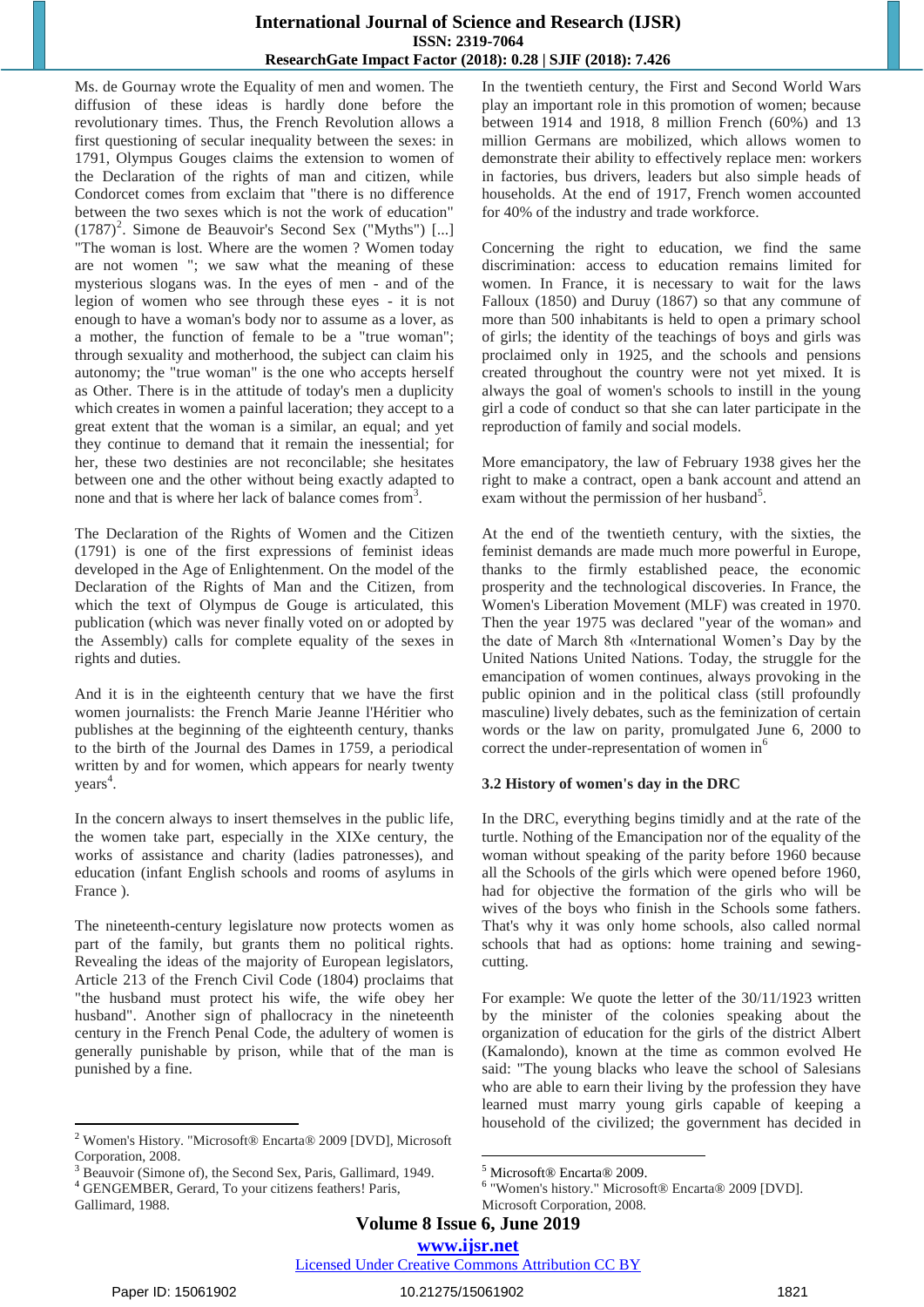Ms. de Gournay wrote the Equality of men and women. The diffusion of these ideas is hardly done before the revolutionary times. Thus, the French Revolution allows a first questioning of secular inequality between the sexes: in 1791, Olympus Gouges claims the extension to women of the Declaration of the rights of man and citizen, while Condorcet comes from exclaim that "there is no difference between the two sexes which is not the work of education" (1787)[2]. Simone de Beauvoir's Second Sex ("Myths") [...] "The woman is lost. Where are the women ? Women today are not women "; we saw what the meaning of these mysterious slogans was. In the eyes of men - and of the legion of women who see through these eyes - it is not enough to have a woman's body nor to assume as a lover, as a mother, the function of female to be a "true woman"; through sexuality and motherhood, the subject can claim his autonomy; the "true woman" is the one who accepts herself as Other. There is in the attitude of today's men a duplicity which creates in women a painful laceration; they accept to a great extent that the woman is a similar, an equal; and yet they continue to demand that it remain the inessential; for her, these two destinies are not reconcilable; she hesitates between one and the other without being exactly adapted to none and that is where her lack of balance comes from[3].

The Declaration of the Rights of Women and the Citizen (1791) is one of the first expressions of feminist ideas developed in the Age of Enlightenment. On the model of the Declaration of the Rights of Man and the Citizen, from which the text of Olympus de Gouge is articulated, this publication (which was never finally voted on or adopted by the Assembly) calls for complete equality of the sexes in rights and duties.

And it is in the eighteenth century that we have the first women journalists: the French Marie Jeanne l'Héritier who publishes at the beginning of the eighteenth century, thanks to the birth of the Journal des Dames in 1759, a periodical written by and for women, which appears for nearly twenty years[4].

In the concern always to insert themselves in the public life, the women take part, especially in the XIXe century, the works of assistance and charity (ladies patronesses), and education (infant English schools and rooms of asylums in France ).

The nineteenth-century legislature now protects women as part of the family, but grants them no political rights. Revealing the ideas of the majority of European legislators, Article 213 of the French Civil Code (1804) proclaims that "the husband must protect his wife, the wife obey her husband". Another sign of phallocracy in the nineteenth century in the French Penal Code, the adultery of women is generally punishable by prison, while that of the man is punished by a fine.

In the twentieth century, the First and Second World Wars play an important role in this promotion of women; because between 1914 and 1918, 8 million French (60%) and 13 million Germans are mobilized, which allows women to demonstrate their ability to effectively replace men: workers in factories, bus drivers, leaders but also simple heads of households. At the end of 1917, French women accounted for 40% of the industry and trade workforce.

Concerning the right to education, we find the same discrimination: access to education remains limited for women. In France, it is necessary to wait for the laws Falloux (1850) and Duruy (1867) so that any commune of more than 500 inhabitants is held to open a primary school of girls; the identity of the teachings of boys and girls was proclaimed only in 1925, and the schools and pensions created throughout the country were not yet mixed. It is always the goal of women's schools to instill in the young girl a code of conduct so that she can later participate in the reproduction of family and social models.

More emancipatory, the law of February 1938 gives her the right to make a contract, open a bank account and attend an exam without the permission of her husband[5].

At the end of the twentieth century, with the sixties, the feminist demands are made much more powerful in Europe, thanks to the firmly established peace, the economic prosperity and the technological discoveries. In France, the Women's Liberation Movement (MLF) was created in 1970. Then the year 1975 was declared "year of the woman» and the date of March 8th «International Women's Day by the United Nations United Nations. Today, the struggle for the emancipation of women continues, always provoking in the public opinion and in the political class (still profoundly masculine) lively debates, such as the feminization of certain words or the law on parity, promulgated June 6, 2000 to correct the under-representation of women in[6]

### 3.2 History of women's day in the DRC

In the DRC, everything begins timidly and at the rate of the turtle. Nothing of the Emancipation nor of the equality of the woman without speaking of the parity before 1960 because all the Schools of the girls which were opened before 1960, had for objective the formation of the girls who will be wives of the boys who finish in the Schools some fathers. That's why it was only home schools, also called normal schools that had as options: home training and sewing-cutting.

For example: We quote the letter of the 30/11/1923 written by the minister of the colonies speaking about the organization of education for the girls of the district Albert (Kamalondo), known at the time as common evolved He said: "The young blacks who leave the school of Salesians who are able to earn their living by the profession they have learned must marry young girls capable of keeping a household of the civilized; the government has decided in

---

[2] Women's History. "Microsoft® Encarta® 2009 [DVD], Microsoft Corporation, 2008.

[3] Beauvoir (Simone of), the Second Sex, Paris, Gallimard, 1949.

[4] GENGEMBER, Gerard, To your citizens feathers! Paris, Gallimard, 1988.

[5] Microsoft® Encarta® 2009.

[6] "Women's history." Microsoft® Encarta® 2009 [DVD]. Microsoft Corporation, 2008.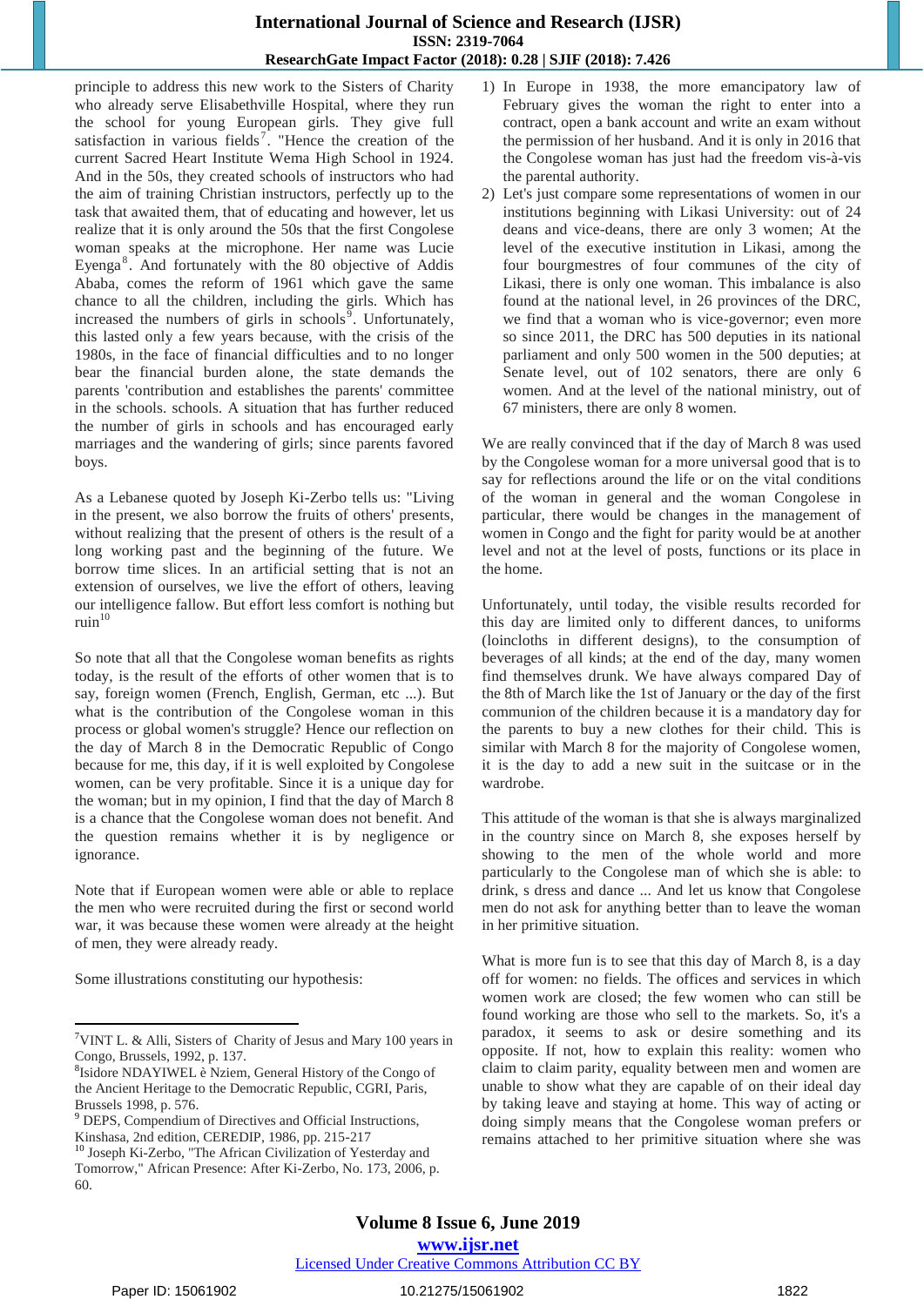principle to address this new work to the Sisters of Charity who already serve Elisabethville Hospital, where they run the school for young European girls. They give full satisfaction in various fields[7]. "Hence the creation of the current Sacred Heart Institute Wema High School in 1924. And in the 50s, they created schools of instructors who had the aim of training Christian instructors, perfectly up to the task that awaited them, that of educating and however, let us realize that it is only around the 50s that the first Congolese woman speaks at the microphone. Her name was Lucie Eyenga[8]. And fortunately with the 80 objective of Addis Ababa, comes the reform of 1961 which gave the same chance to all the children, including the girls. Which has increased the numbers of girls in schools[9]. Unfortunately, this lasted only a few years because, with the crisis of the 1980s, in the face of financial difficulties and to no longer bear the financial burden alone, the state demands the parents 'contribution and establishes the parents' committee in the schools. schools. A situation that has further reduced the number of girls in schools and has encouraged early marriages and the wandering of girls; since parents favored boys.

As a Lebanese quoted by Joseph Ki-Zerbo tells us: "Living in the present, we also borrow the fruits of others' presents, without realizing that the present of others is the result of a long working past and the beginning of the future. We borrow time slices. In an artificial setting that is not an extension of ourselves, we live the effort of others, leaving our intelligence fallow. But effort less comfort is nothing but ruin[10]

So note that all that the Congolese woman benefits as rights today, is the result of the efforts of other women that is to say, foreign women (French, English, German, etc ...). But what is the contribution of the Congolese woman in this process or global women's struggle? Hence our reflection on the day of March 8 in the Democratic Republic of Congo because for me, this day, if it is well exploited by Congolese women, can be very profitable. Since it is a unique day for the woman; but in my opinion, I find that the day of March 8 is a chance that the Congolese woman does not benefit. And the question remains whether it is by negligence or ignorance.

Note that if European women were able or able to replace the men who were recruited during the first or second world war, it was because these women were already at the height of men, they were already ready.

Some illustrations constituting our hypothesis:

1) In Europe in 1938, the more emancipatory law of February gives the woman the right to enter into a contract, open a bank account and write an exam without the permission of her husband. And it is only in 2016 that the Congolese woman has just had the freedom vis-à-vis the parental authority.
2) Let's just compare some representations of women in our institutions beginning with Likasi University: out of 24 deans and vice-deans, there are only 3 women; At the level of the executive institution in Likasi, among the four bourgmestres of four communes of the city of Likasi, there is only one woman. This imbalance is also found at the national level, in 26 provinces of the DRC, we find that a woman who is vice-governor; even more so since 2011, the DRC has 500 deputies in its national parliament and only 500 women in the 500 deputies; at Senate level, out of 102 senators, there are only 6 women. And at the level of the national ministry, out of 67 ministers, there are only 8 women.

We are really convinced that if the day of March 8 was used by the Congolese woman for a more universal good that is to say for reflections around the life or on the vital conditions of the woman in general and the woman Congolese in particular, there would be changes in the management of women in Congo and the fight for parity would be at another level and not at the level of posts, functions or its place in the home.

Unfortunately, until today, the visible results recorded for this day are limited only to different dances, to uniforms (loincloths in different designs), to the consumption of beverages of all kinds; at the end of the day, many women find themselves drunk. We have always compared Day of the 8th of March like the 1st of January or the day of the first communion of the children because it is a mandatory day for the parents to buy a new clothes for their child. This is similar with March 8 for the majority of Congolese women, it is the day to add a new suit in the suitcase or in the wardrobe.

This attitude of the woman is that she is always marginalized in the country since on March 8, she exposes herself by showing to the men of the whole world and more particularly to the Congolese man of which she is able: to drink, s dress and dance ... And let us know that Congolese men do not ask for anything better than to leave the woman in her primitive situation.

What is more fun is to see that this day of March 8, is a day off for women: no fields. The offices and services in which women work are closed; the few women who can still be found working are those who sell to the markets. So, it's a paradox, it seems to ask or desire something and its opposite. If not, how to explain this reality: women who claim to claim parity, equality between men and women are unable to show what they are capable of on their ideal day by taking leave and staying at home. This way of acting or doing simply means that the Congolese woman prefers or remains attached to her primitive situation where she was

---

[7] VINT L. & Alli, Sisters of Charity of Jesus and Mary 100 years in Congo, Brussels, 1992, p. 137.

[8] Isidore NDAYIWEL è Nziem, General History of the Congo of the Ancient Heritage to the Democratic Republic, CGRI, Paris, Brussels 1998, p. 576.

[9] DEPS, Compendium of Directives and Official Instructions, Kinshasa, 2nd edition, CEREDIP, 1986, pp. 215-217

[10] Joseph Ki-Zerbo, "The African Civilization of Yesterday and Tomorrow," African Presence: After Ki-Zerbo, No. 173, 2006, p. 60.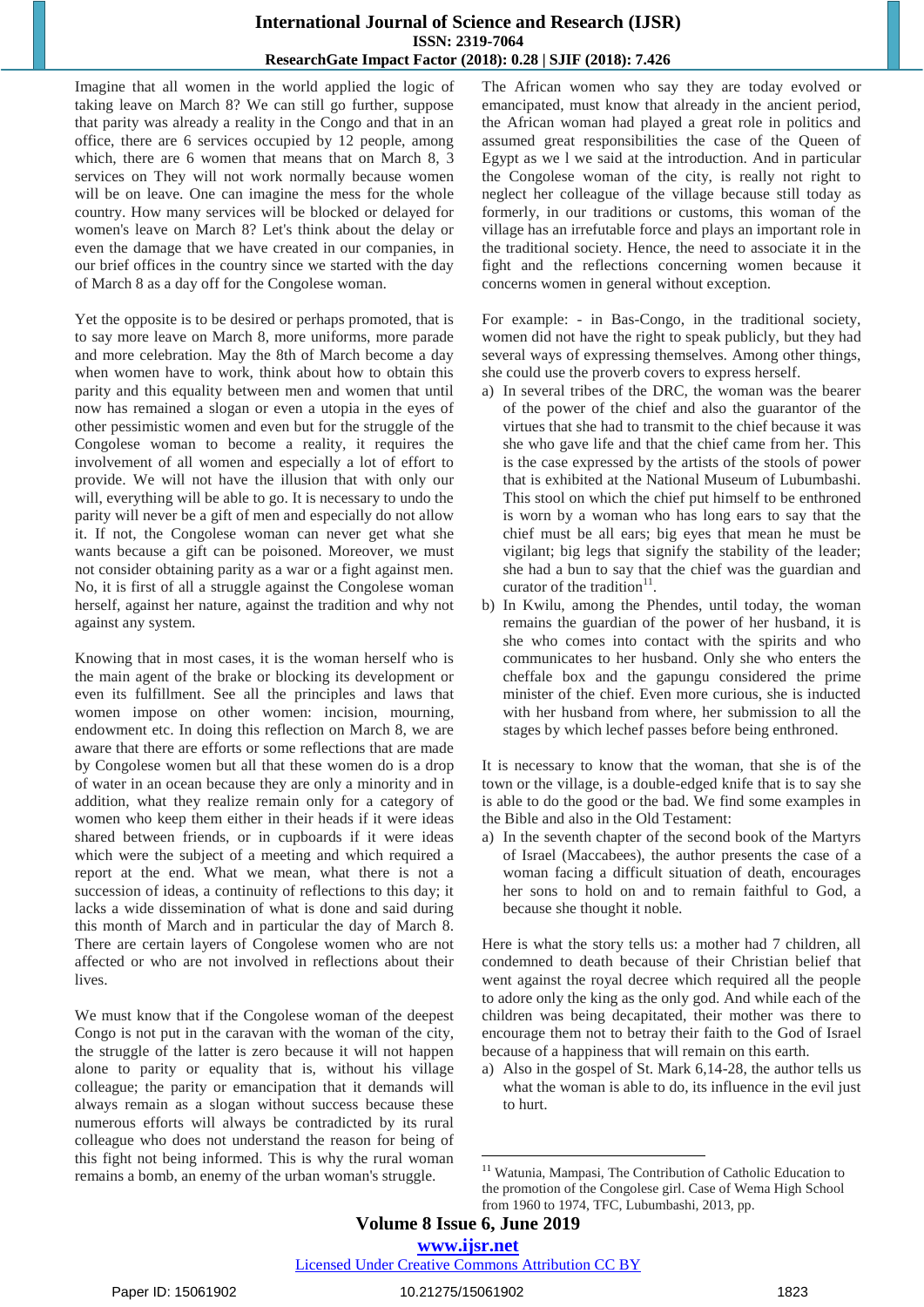Imagine that all women in the world applied the logic of taking leave on March 8? We can still go further, suppose that parity was already a reality in the Congo and that in an office, there are 6 services occupied by 12 people, among which, there are 6 women that means that on March 8, 3 services on They will not work normally because women will be on leave. One can imagine the mess for the whole country. How many services will be blocked or delayed for women's leave on March 8? Let's think about the delay or even the damage that we have created in our companies, in our brief offices in the country since we started with the day of March 8 as a day off for the Congolese woman.

Yet the opposite is to be desired or perhaps promoted, that is to say more leave on March 8, more uniforms, more parade and more celebration. May the 8th of March become a day when women have to work, think about how to obtain this parity and this equality between men and women that until now has remained a slogan or even a utopia in the eyes of other pessimistic women and even but for the struggle of the Congolese woman to become a reality, it requires the involvement of all women and especially a lot of effort to provide. We will not have the illusion that with only our will, everything will be able to go. It is necessary to undo the parity will never be a gift of men and especially do not allow it. If not, the Congolese woman can never get what she wants because a gift can be poisoned. Moreover, we must not consider obtaining parity as a war or a fight against men. No, it is first of all a struggle against the Congolese woman herself, against her nature, against the tradition and why not against any system.

Knowing that in most cases, it is the woman herself who is the main agent of the brake or blocking its development or even its fulfillment. See all the principles and laws that women impose on other women: incision, mourning, endowment etc. In doing this reflection on March 8, we are aware that there are efforts or some reflections that are made by Congolese women but all that these women do is a drop of water in an ocean because they are only a minority and in addition, what they realize remain only for a category of women who keep them either in their heads if it were ideas shared between friends, or in cupboards if it were ideas which were the subject of a meeting and which required a report at the end. What we mean, what there is not a succession of ideas, a continuity of reflections to this day; it lacks a wide dissemination of what is done and said during this month of March and in particular the day of March 8. There are certain layers of Congolese women who are not affected or who are not involved in reflections about their lives.

We must know that if the Congolese woman of the deepest Congo is not put in the caravan with the woman of the city, the struggle of the latter is zero because it will not happen alone to parity or equality that is, without his village colleague; the parity or emancipation that it demands will always remain as a slogan without success because these numerous efforts will always be contradicted by its rural colleague who does not understand the reason for being of this fight not being informed. This is why the rural woman remains a bomb, an enemy of the urban woman's struggle.

The African women who say they are today evolved or emancipated, must know that already in the ancient period, the African woman had played a great role in politics and assumed great responsibilities the case of the Queen of Egypt as we l we said at the introduction. And in particular the Congolese woman of the city, is really not right to neglect her colleague of the village because still today as formerly, in our traditions or customs, this woman of the village has an irrefutable force and plays an important role in the traditional society. Hence, the need to associate it in the fight and the reflections concerning women because it concerns women in general without exception.

For example: - in Bas-Congo, in the traditional society, women did not have the right to speak publicly, but they had several ways of expressing themselves. Among other things, she could use the proverb covers to express herself.

a) In several tribes of the DRC, the woman was the bearer of the power of the chief and also the guarantor of the virtues that she had to transmit to the chief because it was she who gave life and that the chief came from her. This is the case expressed by the artists of the stools of power that is exhibited at the National Museum of Lubumbashi. This stool on which the chief put himself to be enthroned is worn by a woman who has long ears to say that the chief must be all ears; big eyes that mean he must be vigilant; big legs that signify the stability of the leader; she had a bun to say that the chief was the guardian and curator of the tradition[11].
b) In Kwilu, among the Phendes, until today, the woman remains the guardian of the power of her husband, it is she who comes into contact with the spirits and who communicates to her husband. Only she who enters the cheffale box and the gapungu considered the prime minister of the chief. Even more curious, she is inducted with her husband from where, her submission to all the stages by which lechef passes before being enthroned.

It is necessary to know that the woman, that she is of the town or the village, is a double-edged knife that is to say she is able to do the good or the bad. We find some examples in the Bible and also in the Old Testament:

a) In the seventh chapter of the second book of the Martyrs of Israel (Maccabees), the author presents the case of a woman facing a difficult situation of death, encourages her sons to hold on and to remain faithful to God, a because she thought it noble.

Here is what the story tells us: a mother had 7 children, all condemned to death because of their Christian belief that went against the royal decree which required all the people to adore only the king as the only god. And while each of the children was being decapitated, their mother was there to encourage them not to betray their faith to the God of Israel because of a happiness that will remain on this earth.

a) Also in the gospel of St. Mark 6,14-28, the author tells us what the woman is able to do, its influence in the evil just to hurt.

---

[11] Watunia, Mampasi, The Contribution of Catholic Education to the promotion of the Congolese girl. Case of Wema High School from 1960 to 1974, TFC, Lubumbashi, 2013, pp.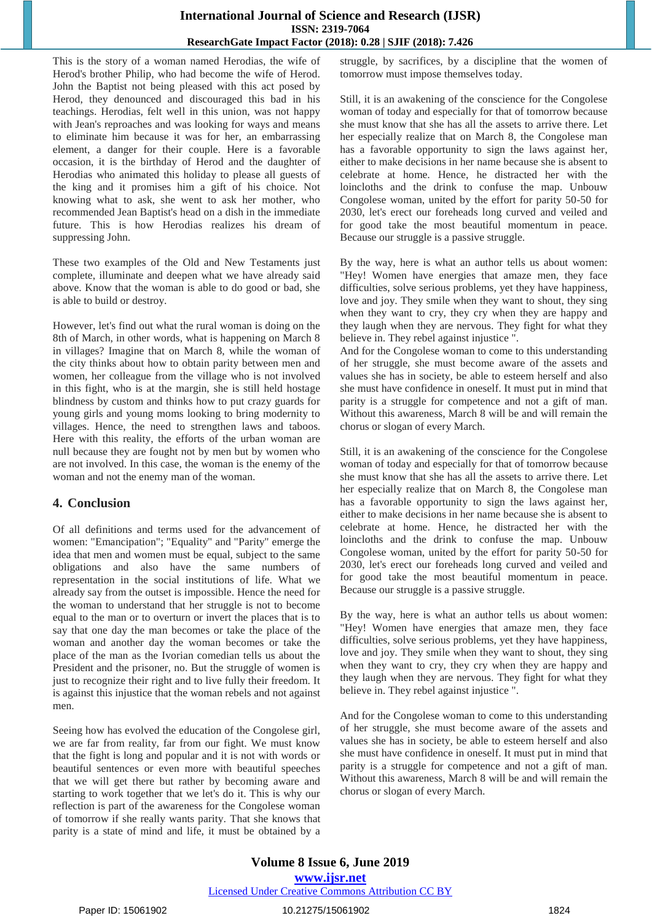This is the story of a woman named Herodias, the wife of Herod's brother Philip, who had become the wife of Herod. John the Baptist not being pleased with this act posed by Herod, they denounced and discouraged this bad in his teachings. Herodias, felt well in this union, was not happy with Jean's reproaches and was looking for ways and means to eliminate him because it was for her, an embarrassing element, a danger for their couple. Here is a favorable occasion, it is the birthday of Herod and the daughter of Herodias who animated this holiday to please all guests of the king and it promises him a gift of his choice. Not knowing what to ask, she went to ask her mother, who recommended Jean Baptist's head on a dish in the immediate future. This is how Herodias realizes his dream of suppressing John.

These two examples of the Old and New Testaments just complete, illuminate and deepen what we have already said above. Know that the woman is able to do good or bad, she is able to build or destroy.

However, let's find out what the rural woman is doing on the 8th of March, in other words, what is happening on March 8 in villages? Imagine that on March 8, while the woman of the city thinks about how to obtain parity between men and women, her colleague from the village who is not involved in this fight, who is at the margin, she is still held hostage blindness by custom and thinks how to put crazy guards for young girls and young moms looking to bring modernity to villages. Hence, the need to strengthen laws and taboos. Here with this reality, the efforts of the urban woman are null because they are fought not by men but by women who are not involved. In this case, the woman is the enemy of the woman and not the enemy man of the woman.

## 4. Conclusion

Of all definitions and terms used for the advancement of women: "Emancipation"; "Equality" and "Parity" emerge the idea that men and women must be equal, subject to the same obligations and also have the same numbers of representation in the social institutions of life. What we already say from the outset is impossible. Hence the need for the woman to understand that her struggle is not to become equal to the man or to overturn or invert the places that is to say that one day the man becomes or take the place of the woman and another day the woman becomes or take the place of the man as the Ivorian comedian tells us about the President and the prisoner, no. But the struggle of women is just to recognize their right and to live fully their freedom. It is against this injustice that the woman rebels and not against men.

Seeing how has evolved the education of the Congolese girl, we are far from reality, far from our fight. We must know that the fight is long and popular and it is not with words or beautiful sentences or even more with beautiful speeches that we will get there but rather by becoming aware and starting to work together that we let's do it. This is why our reflection is part of the awareness for the Congolese woman of tomorrow if she really wants parity. That she knows that parity is a state of mind and life, it must be obtained by a struggle, by sacrifices, by a discipline that the women of tomorrow must impose themselves today.

Still, it is an awakening of the conscience for the Congolese woman of today and especially for that of tomorrow because she must know that she has all the assets to arrive there. Let her especially realize that on March 8, the Congolese man has a favorable opportunity to sign the laws against her, either to make decisions in her name because she is absent to celebrate at home. Hence, he distracted her with the loincloths and the drink to confuse the map. Unbouw Congolese woman, united by the effort for parity 50-50 for 2030, let's erect our foreheads long curved and veiled and for good take the most beautiful momentum in peace. Because our struggle is a passive struggle.

By the way, here is what an author tells us about women: "Hey! Women have energies that amaze men, they face difficulties, solve serious problems, yet they have happiness, love and joy. They smile when they want to shout, they sing when they want to cry, they cry when they are happy and they laugh when they are nervous. They fight for what they believe in. They rebel against injustice ".

And for the Congolese woman to come to this understanding of her struggle, she must become aware of the assets and values she has in society, be able to esteem herself and also she must have confidence in oneself. It must put in mind that parity is a struggle for competence and not a gift of man. Without this awareness, March 8 will be and will remain the chorus or slogan of every March.

Still, it is an awakening of the conscience for the Congolese woman of today and especially for that of tomorrow because she must know that she has all the assets to arrive there. Let her especially realize that on March 8, the Congolese man has a favorable opportunity to sign the laws against her, either to make decisions in her name because she is absent to celebrate at home. Hence, he distracted her with the loincloths and the drink to confuse the map. Unbouw Congolese woman, united by the effort for parity 50-50 for 2030, let's erect our foreheads long curved and veiled and for good take the most beautiful momentum in peace. Because our struggle is a passive struggle.

By the way, here is what an author tells us about women: "Hey! Women have energies that amaze men, they face difficulties, solve serious problems, yet they have happiness, love and joy. They smile when they want to shout, they sing when they want to cry, they cry when they are happy and they laugh when they are nervous. They fight for what they believe in. They rebel against injustice ".

And for the Congolese woman to come to this understanding of her struggle, she must become aware of the assets and values she has in society, be able to esteem herself and also she must have confidence in oneself. It must put in mind that parity is a struggle for competence and not a gift of man. Without this awareness, March 8 will be and will remain the chorus or slogan of every March.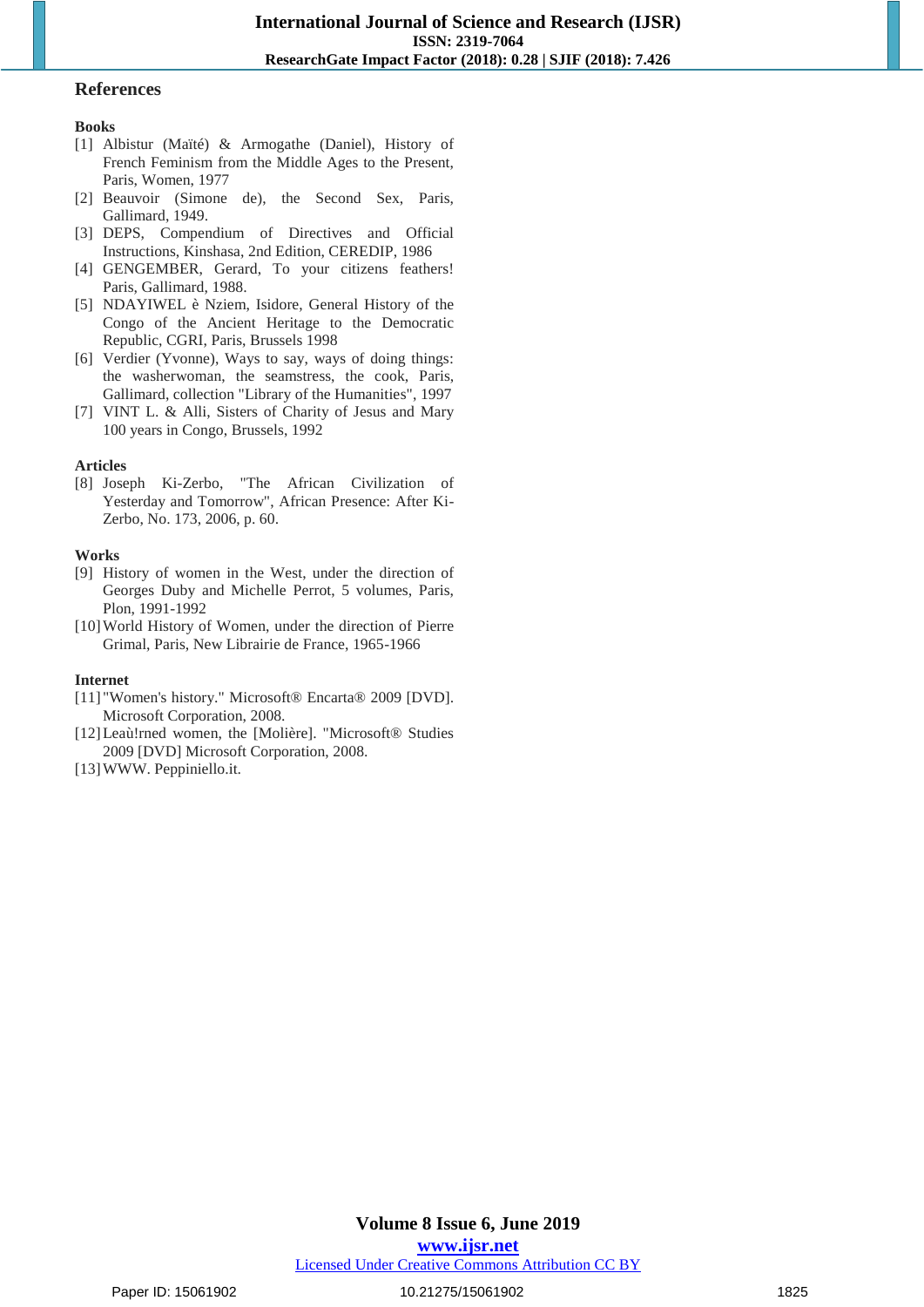## References

### Books

[1] Albistur (Maïté) & Armogathe (Daniel), History of French Feminism from the Middle Ages to the Present, Paris, Women, 1977

[2] Beauvoir (Simone de), the Second Sex, Paris, Gallimard, 1949.

[3] DEPS, Compendium of Directives and Official Instructions, Kinshasa, 2nd Edition, CEREDIP, 1986

[4] GENGEMBER, Gerard, To your citizens feathers! Paris, Gallimard, 1988.

[5] NDAYIWEL è Nziem, Isidore, General History of the Congo of the Ancient Heritage to the Democratic Republic, CGRI, Paris, Brussels 1998

[6] Verdier (Yvonne), Ways to say, ways of doing things: the washerwoman, the seamstress, the cook, Paris, Gallimard, collection "Library of the Humanities", 1997

[7] VINT L. & Alli, Sisters of Charity of Jesus and Mary 100 years in Congo, Brussels, 1992

### Articles

[8] Joseph Ki-Zerbo, "The African Civilization of Yesterday and Tomorrow", African Presence: After Ki-Zerbo, No. 173, 2006, p. 60.

### Works

[9] History of women in the West, under the direction of Georges Duby and Michelle Perrot, 5 volumes, Paris, Plon, 1991-1992

[10] World History of Women, under the direction of Pierre Grimal, Paris, New Librairie de France, 1965-1966

### Internet

[11] "Women's history." Microsoft® Encarta® 2009 [DVD]. Microsoft Corporation, 2008.

[12] Leaù!rned women, the [Molière]. "Microsoft® Studies 2009 [DVD] Microsoft Corporation, 2008.

[13] WWW. Peppiniello.it.